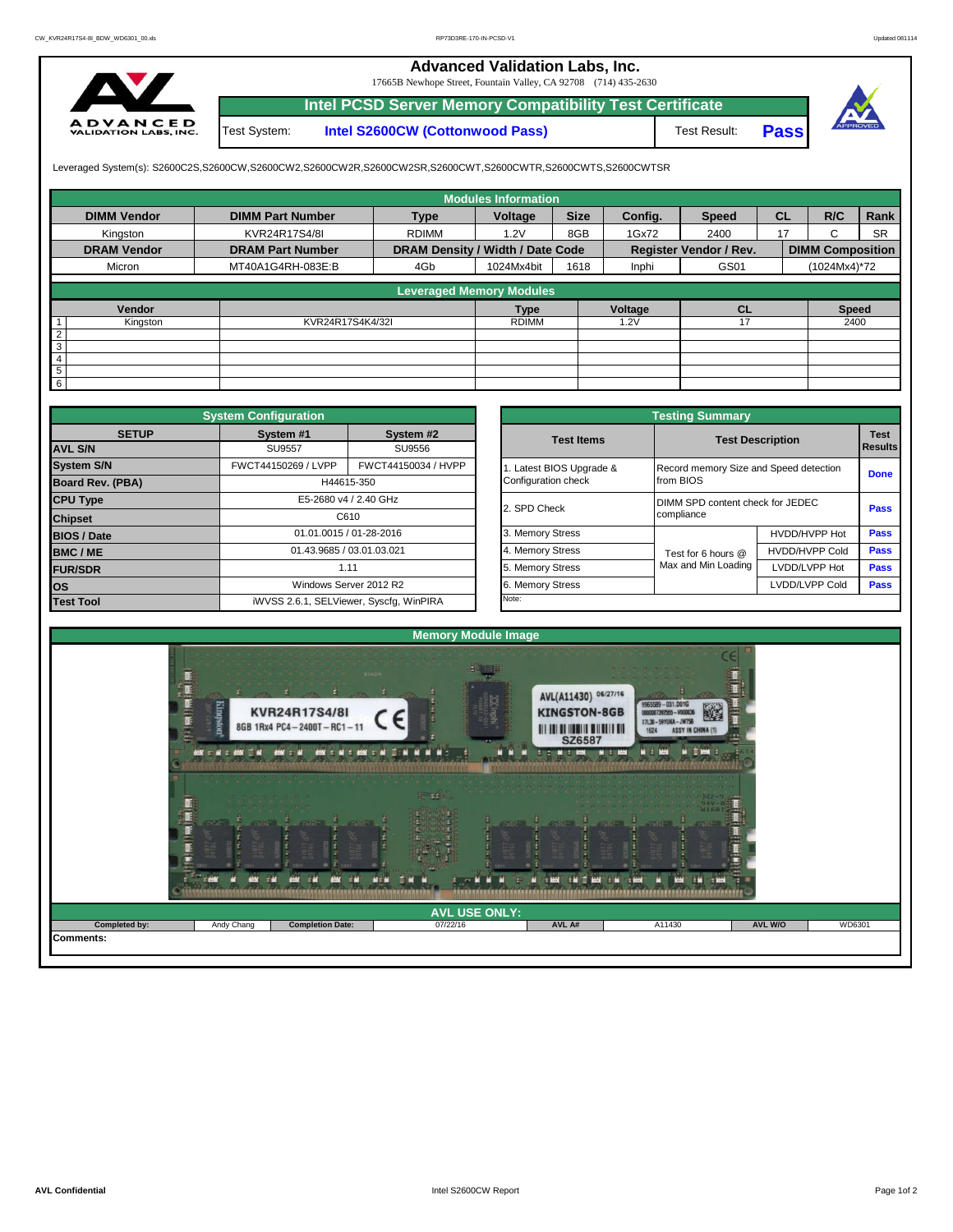# Advanced Validation Labs, Inc.

17665B Newhope Street, Fountain Valley, CA 92708 (714) 435-2630

## Intel PCSD Server Memory Compatibility Test Certificate

| Test System: | Intel S2600CW (Cottonwood Pass) | Test Result: | **Pass** |
|---|---|---|---|

Leveraged System(s): S2600C2S,S2600CW,S2600CW2,S2600CW2R,S2600CW2SR,S2600CWT,S2600CWTR,S2600CWTS,S2600CWTSR

### Modules Information

| DIMM Vendor | DIMM Part Number | Type | Voltage | Size | Config. | Speed | CL | R/C | Rank |
|---|---|---|---|---|---|---|---|---|---|
| Kingston | KVR24R17S4/8I | RDIMM | 1.2V | 8GB | 1Gx72 | 2400 | 17 | C | SR |
| **DRAM Vendor** | **DRAM Part Number** | **DRAM Density / Width / Date Code** | | | **Register Vendor / Rev.** | | **DIMM Composition** | | |
| Micron | MT40A1G4RH-083E:B | 4Gb | 1024Mx4bit | 1618 | Inphi | GS01 | (1024Mx4)*72 | | |

### Leveraged Memory Modules

| | Vendor | | Type | Voltage | CL | Speed |
|---|---|---|---|---|---|---|
| 1 | Kingston | KVR24R17S4K4/32I | RDIMM | 1.2V | 17 | 2400 |
| 2 | | | | | | |
| 3 | | | | | | |
| 4 | | | | | | |
| 5 | | | | | | |
| 6 | | | | | | |

### System Configuration

| SETUP | System #1 | System #2 |
|---|---|---|
| AVL S/N | SU9557 | SU9556 |
| System S/N | FWCT44150269 / LVPP | FWCT44150034 / HVPP |
| Board Rev. (PBA) | H44615-350 | |
| CPU Type | E5-2680 v4 / 2.40 GHz | |
| Chipset | C610 | |
| BIOS / Date | 01.01.0015 / 01-28-2016 | |
| BMC / ME | 01.43.9685 / 03.01.03.021 | |
| FUR/SDR | 1.11 | |
| OS | Windows Server 2012 R2 | |
| Test Tool | iWVSS 2.6.1, SELViewer, Syscfg, WinPIRA | |

### Testing Summary

| Test Items | Test Description | | Test Results |
|---|---|---|---|
| 1. Latest BIOS Upgrade & Configuration check | Record memory Size and Speed detection from BIOS | | Done |
| 2. SPD Check | DIMM SPD content check for JEDEC compliance | | Pass |
| 3. Memory Stress | Test for 6 hours @ Max and Min Loading | HVDD/HVPP Hot | Pass |
| 4. Memory Stress | | HVDD/HVPP Cold | Pass |
| 5. Memory Stress | | LVDD/LVPP Hot | Pass |
| 6. Memory Stress | | LVDD/LVPP Cold | Pass |
| Note: | | | |

### Memory Module Image

### AVL USE ONLY:

| Completed by: | Andy Chang | Completion Date: | 07/22/16 | AVL A#: | A11430 | AVL W/O | WD6301 |
|---|---|---|---|---|---|---|---|

**Comments:**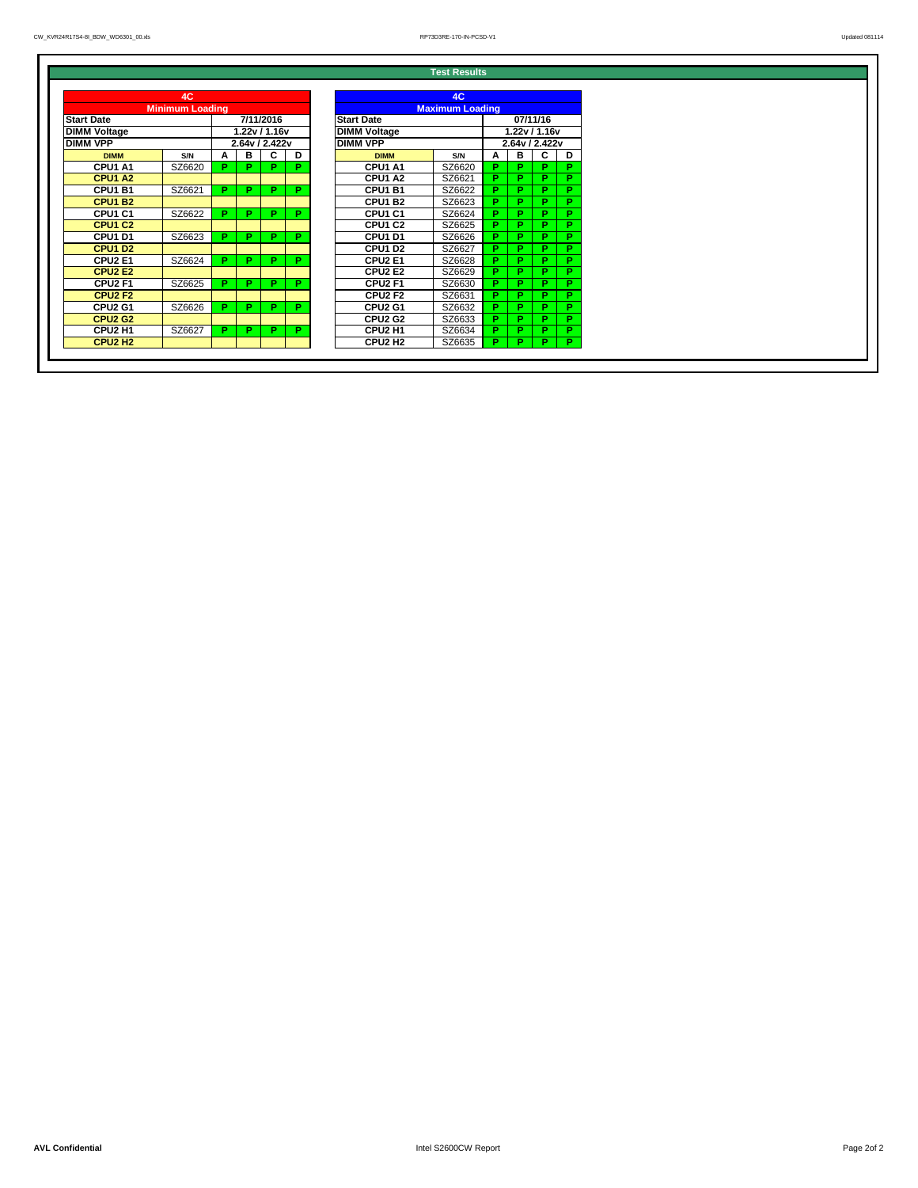## Test Results

| 4C Minimum Loading | | | | | |
|---|---|---|---|---|---|
| **Start Date** | | 7/11/2016 | | | |
| **DIMM Voltage** | | 1.22v / 1.16v | | | |
| **DIMM VPP** | | 2.64v / 2.422v | | | |
| **DIMM** | **S/N** | **A** | **B** | **C** | **D** |
| **CPU1 A1** | SZ6620 | P | P | P | P |
| **CPU1 A2** | | | | | |
| **CPU1 B1** | SZ6621 | P | P | P | P |
| **CPU1 B2** | | | | | |
| **CPU1 C1** | SZ6622 | P | P | P | P |
| **CPU1 C2** | | | | | |
| **CPU1 D1** | SZ6623 | P | P | P | P |
| **CPU1 D2** | | | | | |
| **CPU2 E1** | SZ6624 | P | P | P | P |
| **CPU2 E2** | | | | | |
| **CPU2 F1** | SZ6625 | P | P | P | P |
| **CPU2 F2** | | | | | |
| **CPU2 G1** | SZ6626 | P | P | P | P |
| **CPU2 G2** | | | | | |
| **CPU2 H1** | SZ6627 | P | P | P | P |
| **CPU2 H2** | | | | | |

| 4C Maximum Loading | | | | | |
|---|---|---|---|---|---|
| **Start Date** | | 07/11/16 | | | |
| **DIMM Voltage** | | 1.22v / 1.16v | | | |
| **DIMM VPP** | | 2.64v / 2.422v | | | |
| **DIMM** | **S/N** | **A** | **B** | **C** | **D** |
| **CPU1 A1** | SZ6620 | P | P | P | P |
| **CPU1 A2** | SZ6621 | P | P | P | P |
| **CPU1 B1** | SZ6622 | P | P | P | P |
| **CPU1 B2** | SZ6623 | P | P | P | P |
| **CPU1 C1** | SZ6624 | P | P | P | P |
| **CPU1 C2** | SZ6625 | P | P | P | P |
| **CPU1 D1** | SZ6626 | P | P | P | P |
| **CPU1 D2** | SZ6627 | P | P | P | P |
| **CPU2 E1** | SZ6628 | P | P | P | P |
| **CPU2 E2** | SZ6629 | P | P | P | P |
| **CPU2 F1** | SZ6630 | P | P | P | P |
| **CPU2 F2** | SZ6631 | P | P | P | P |
| **CPU2 G1** | SZ6632 | P | P | P | P |
| **CPU2 G2** | SZ6633 | P | P | P | P |
| **CPU2 H1** | SZ6634 | P | P | P | P |
| **CPU2 H2** | SZ6635 | P | P | P | P |